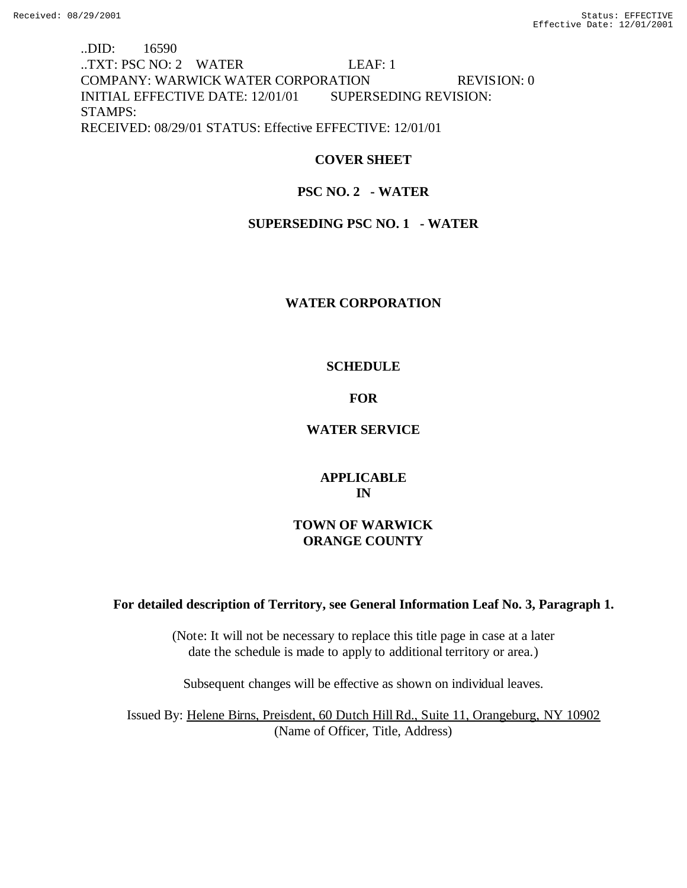..DID: 16590
..TXT: PSC NO: 2 WATER LEAF: 1
COMPANY: WARWICK WATER CORPORATION REVISION: 0
INITIAL EFFECTIVE DATE: 12/01/01 SUPERSEDING REVISION:
STAMPS:
RECEIVED: 08/29/01 STATUS: Effective EFFECTIVE: 12/01/01

**COVER SHEET**

**PSC NO. 2 - WATER**

**SUPERSEDING PSC NO. 1 - WATER**

**WATER CORPORATION**

**SCHEDULE**

**FOR**

**WATER SERVICE**

**APPLICABLE IN**

**TOWN OF WARWICK ORANGE COUNTY**

**For detailed description of Territory, see General Information Leaf No. 3, Paragraph 1.**

(Note: It will not be necessary to replace this title page in case at a later date the schedule is made to apply to additional territory or area.)

Subsequent changes will be effective as shown on individual leaves.

Issued By: Helene Birns, Preisdent, 60 Dutch Hill Rd., Suite 11, Orangeburg, NY 10902
(Name of Officer, Title, Address)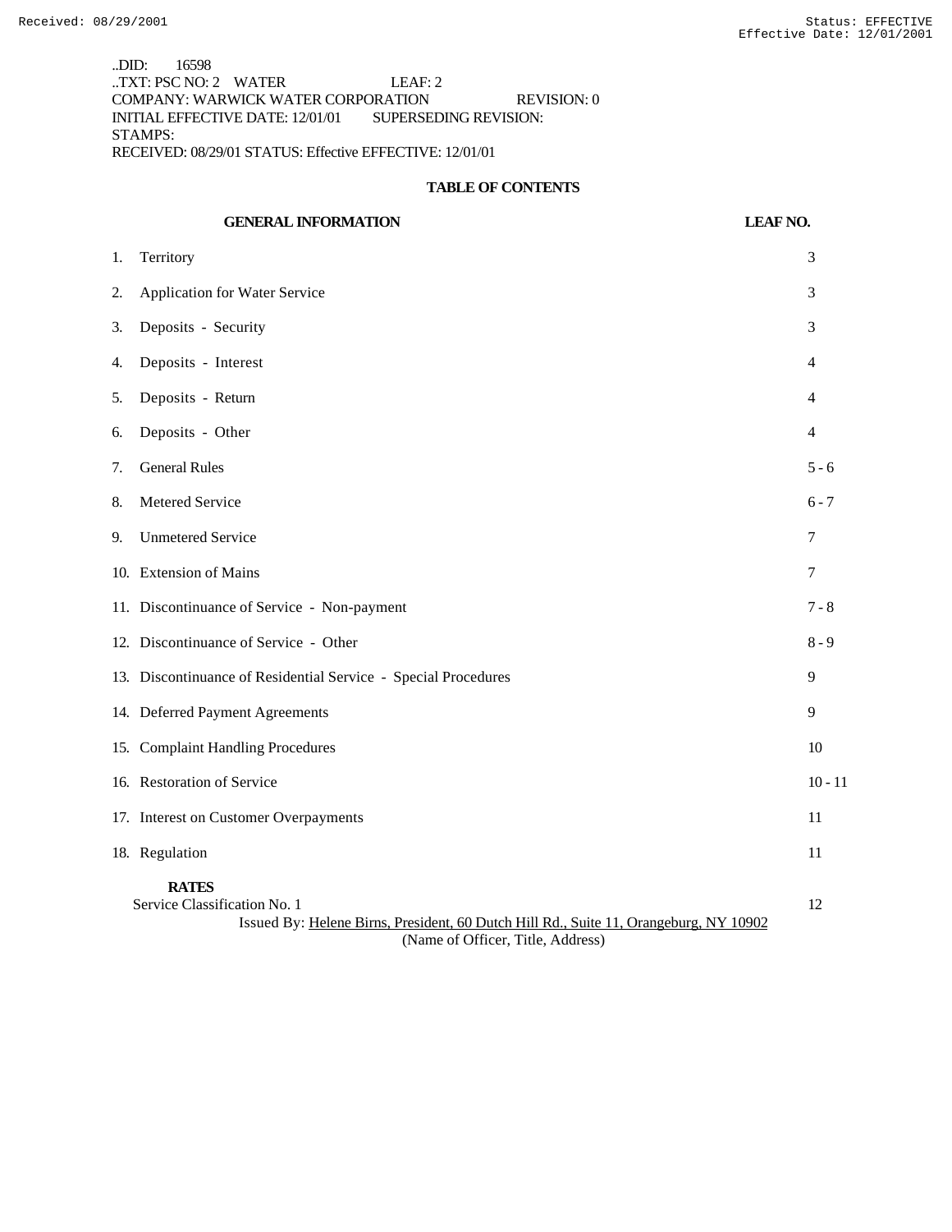..DID: 16598
..TXT: PSC NO: 2 WATER LEAF: 2
COMPANY: WARWICK WATER CORPORATION REVISION: 0
INITIAL EFFECTIVE DATE: 12/01/01 SUPERSEDING REVISION:
STAMPS:
RECEIVED: 08/29/01 STATUS: Effective EFFECTIVE: 12/01/01

## TABLE OF CONTENTS

| GENERAL INFORMATION | LEAF NO. |
|---|---|
| 1. Territory | 3 |
| 2. Application for Water Service | 3 |
| 3. Deposits - Security | 3 |
| 4. Deposits - Interest | 4 |
| 5. Deposits - Return | 4 |
| 6. Deposits - Other | 4 |
| 7. General Rules | 5 - 6 |
| 8. Metered Service | 6 - 7 |
| 9. Unmetered Service | 7 |
| 10. Extension of Mains | 7 |
| 11. Discontinuance of Service - Non-payment | 7 - 8 |
| 12. Discontinuance of Service - Other | 8 - 9 |
| 13. Discontinuance of Residential Service - Special Procedures | 9 |
| 14. Deferred Payment Agreements | 9 |
| 15. Complaint Handling Procedures | 10 |
| 16. Restoration of Service | 10 - 11 |
| 17. Interest on Customer Overpayments | 11 |
| 18. Regulation | 11 |
| **RATES** | |
| Service Classification No. 1 | 12 |

Issued By: Helene Birns, President, 60 Dutch Hill Rd., Suite 11, Orangeburg, NY 10902
(Name of Officer, Title, Address)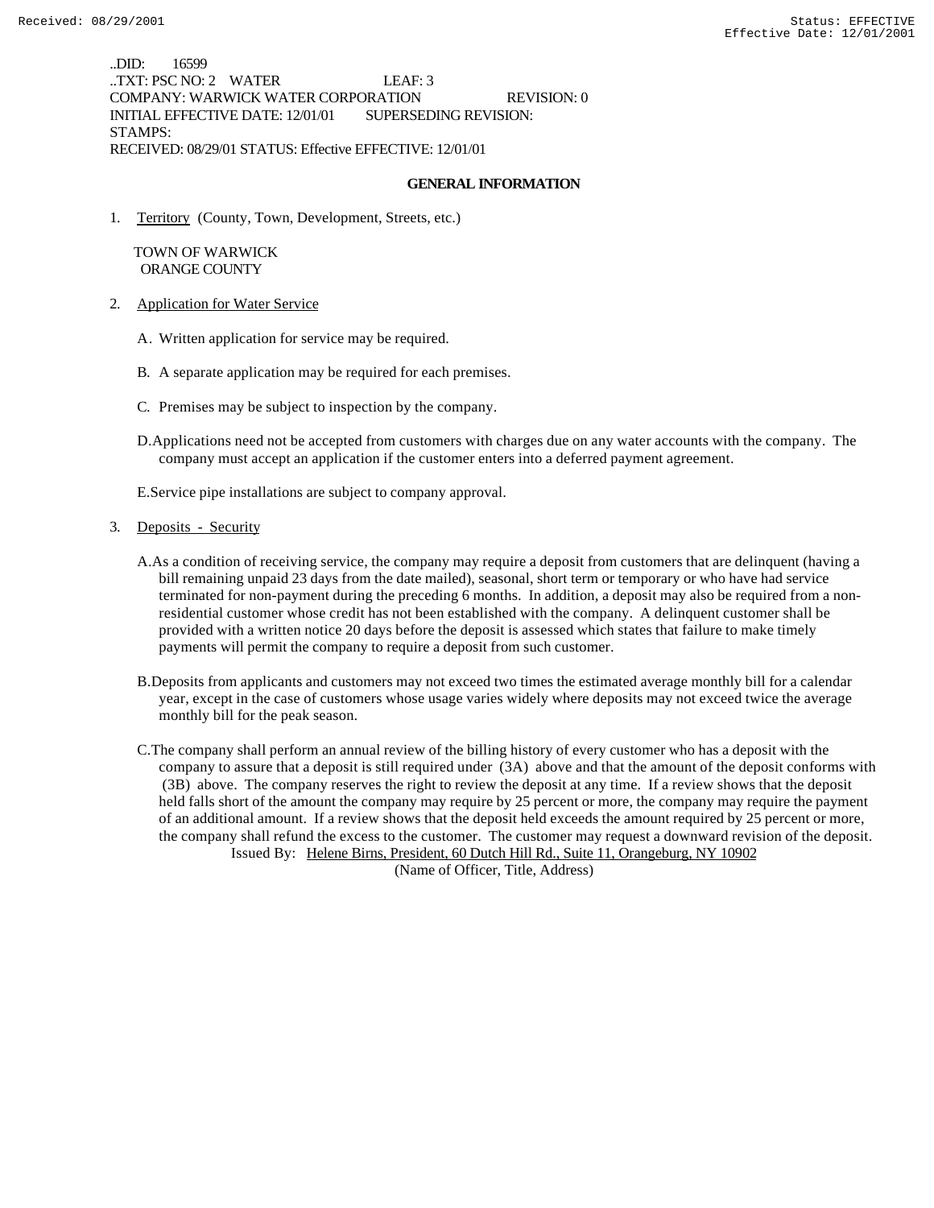..DID: 16599
..TXT: PSC NO: 2 WATER LEAF: 3
COMPANY: WARWICK WATER CORPORATION REVISION: 0
INITIAL EFFECTIVE DATE: 12/01/01 SUPERSEDING REVISION:
STAMPS:
RECEIVED: 08/29/01 STATUS: Effective EFFECTIVE: 12/01/01

## GENERAL INFORMATION

1. Territory (County, Town, Development, Streets, etc.)

   TOWN OF WARWICK
   ORANGE COUNTY

2. Application for Water Service

   A. Written application for service may be required.

   B. A separate application may be required for each premises.

   C. Premises may be subject to inspection by the company.

   D. Applications need not be accepted from customers with charges due on any water accounts with the company. The company must accept an application if the customer enters into a deferred payment agreement.

   E. Service pipe installations are subject to company approval.

3. Deposits - Security

   A. As a condition of receiving service, the company may require a deposit from customers that are delinquent (having a bill remaining unpaid 23 days from the date mailed), seasonal, short term or temporary or who have had service terminated for non-payment during the preceding 6 months. In addition, a deposit may also be required from a non-residential customer whose credit has not been established with the company. A delinquent customer shall be provided with a written notice 20 days before the deposit is assessed which states that failure to make timely payments will permit the company to require a deposit from such customer.

   B. Deposits from applicants and customers may not exceed two times the estimated average monthly bill for a calendar year, except in the case of customers whose usage varies widely where deposits may not exceed twice the average monthly bill for the peak season.

   C. The company shall perform an annual review of the billing history of every customer who has a deposit with the company to assure that a deposit is still required under (3A) above and that the amount of the deposit conforms with (3B) above. The company reserves the right to review the deposit at any time. If a review shows that the deposit held falls short of the amount the company may require by 25 percent or more, the company may require the payment of an additional amount. If a review shows that the deposit held exceeds the amount required by 25 percent or more, the company shall refund the excess to the customer. The customer may request a downward revision of the deposit.

Issued By: Helene Birns, President, 60 Dutch Hill Rd., Suite 11, Orangeburg, NY 10902
(Name of Officer, Title, Address)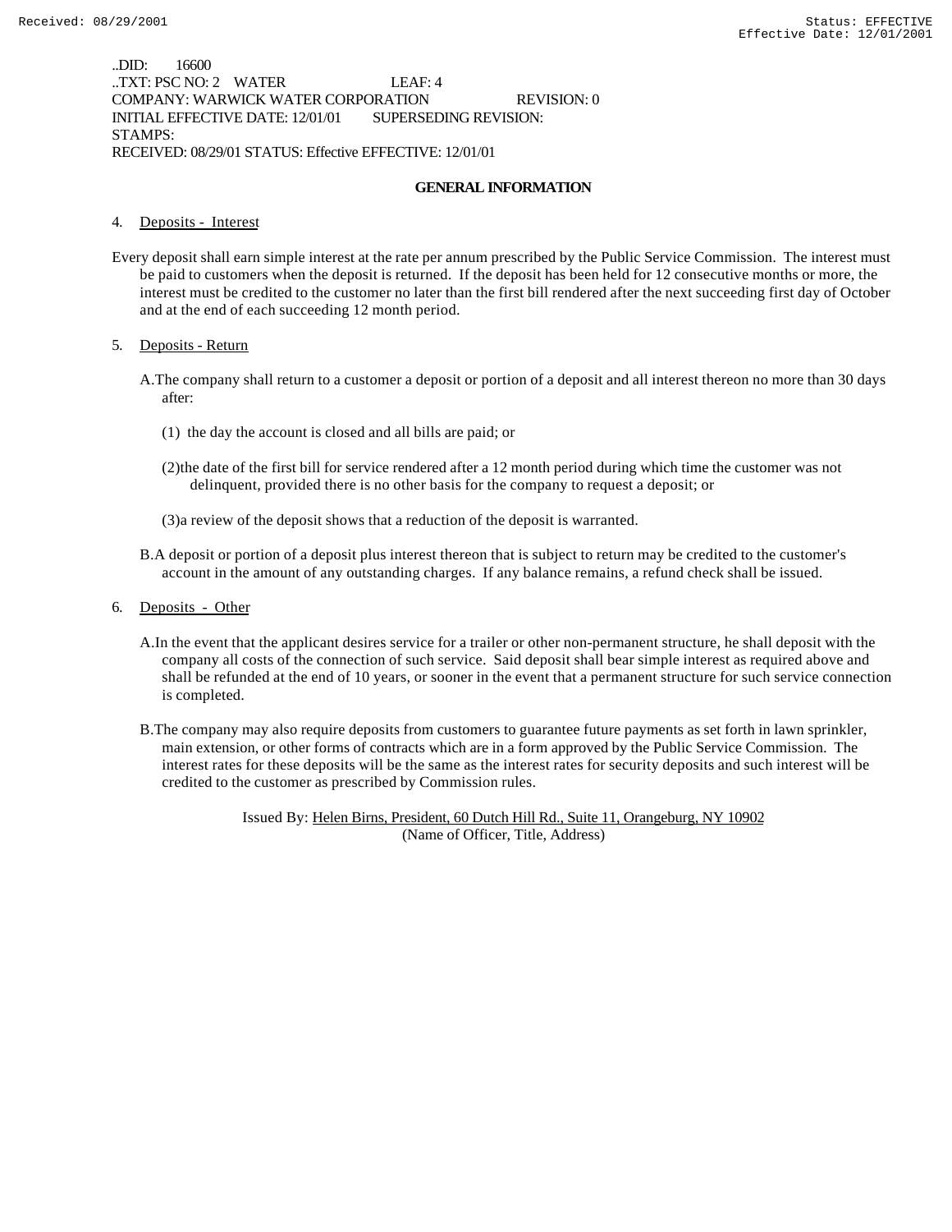..DID: 16600
..TXT: PSC NO: 2 WATER LEAF: 4
COMPANY: WARWICK WATER CORPORATION REVISION: 0
INITIAL EFFECTIVE DATE: 12/01/01 SUPERSEDING REVISION:
STAMPS:
RECEIVED: 08/29/01 STATUS: Effective EFFECTIVE: 12/01/01

## GENERAL INFORMATION

4. Deposits - Interest

Every deposit shall earn simple interest at the rate per annum prescribed by the Public Service Commission. The interest must be paid to customers when the deposit is returned. If the deposit has been held for 12 consecutive months or more, the interest must be credited to the customer no later than the first bill rendered after the next succeeding first day of October and at the end of each succeeding 12 month period.

5. Deposits - Return

A. The company shall return to a customer a deposit or portion of a deposit and all interest thereon no more than 30 days after:

(1) the day the account is closed and all bills are paid; or

(2) the date of the first bill for service rendered after a 12 month period during which time the customer was not delinquent, provided there is no other basis for the company to request a deposit; or

(3) a review of the deposit shows that a reduction of the deposit is warranted.

B. A deposit or portion of a deposit plus interest thereon that is subject to return may be credited to the customer's account in the amount of any outstanding charges. If any balance remains, a refund check shall be issued.

6. Deposits - Other

A. In the event that the applicant desires service for a trailer or other non-permanent structure, he shall deposit with the company all costs of the connection of such service. Said deposit shall bear simple interest as required above and shall be refunded at the end of 10 years, or sooner in the event that a permanent structure for such service connection is completed.

B. The company may also require deposits from customers to guarantee future payments as set forth in lawn sprinkler, main extension, or other forms of contracts which are in a form approved by the Public Service Commission. The interest rates for these deposits will be the same as the interest rates for security deposits and such interest will be credited to the customer as prescribed by Commission rules.

Issued By: Helen Birns, President, 60 Dutch Hill Rd., Suite 11, Orangeburg, NY 10902
(Name of Officer, Title, Address)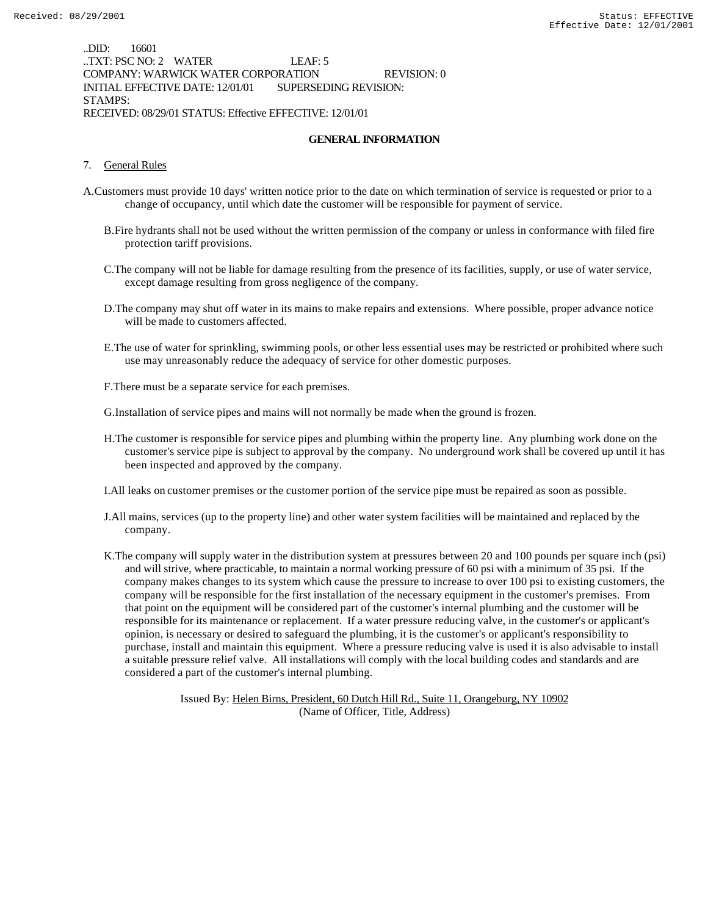..DID: 16601
..TXT: PSC NO: 2 WATER LEAF: 5
COMPANY: WARWICK WATER CORPORATION REVISION: 0
INITIAL EFFECTIVE DATE: 12/01/01 SUPERSEDING REVISION:
STAMPS:
RECEIVED: 08/29/01 STATUS: Effective EFFECTIVE: 12/01/01

## GENERAL INFORMATION

7. General Rules

A. Customers must provide 10 days' written notice prior to the date on which termination of service is requested or prior to a change of occupancy, until which date the customer will be responsible for payment of service.

B. Fire hydrants shall not be used without the written permission of the company or unless in conformance with filed fire protection tariff provisions.

C. The company will not be liable for damage resulting from the presence of its facilities, supply, or use of water service, except damage resulting from gross negligence of the company.

D. The company may shut off water in its mains to make repairs and extensions. Where possible, proper advance notice will be made to customers affected.

E. The use of water for sprinkling, swimming pools, or other less essential uses may be restricted or prohibited where such use may unreasonably reduce the adequacy of service for other domestic purposes.

F. There must be a separate service for each premises.

G. Installation of service pipes and mains will not normally be made when the ground is frozen.

H. The customer is responsible for service pipes and plumbing within the property line. Any plumbing work done on the customer's service pipe is subject to approval by the company. No underground work shall be covered up until it has been inspected and approved by the company.

I. All leaks on customer premises or the customer portion of the service pipe must be repaired as soon as possible.

J. All mains, services (up to the property line) and other water system facilities will be maintained and replaced by the company.

K. The company will supply water in the distribution system at pressures between 20 and 100 pounds per square inch (psi) and will strive, where practicable, to maintain a normal working pressure of 60 psi with a minimum of 35 psi. If the company makes changes to its system which cause the pressure to increase to over 100 psi to existing customers, the company will be responsible for the first installation of the necessary equipment in the customer's premises. From that point on the equipment will be considered part of the customer's internal plumbing and the customer will be responsible for its maintenance or replacement. If a water pressure reducing valve, in the customer's or applicant's opinion, is necessary or desired to safeguard the plumbing, it is the customer's or applicant's responsibility to purchase, install and maintain this equipment. Where a pressure reducing valve is used it is also advisable to install a suitable pressure relief valve. All installations will comply with the local building codes and standards and are considered a part of the customer's internal plumbing.

Issued By: Helen Birns, President, 60 Dutch Hill Rd., Suite 11, Orangeburg, NY 10902
(Name of Officer, Title, Address)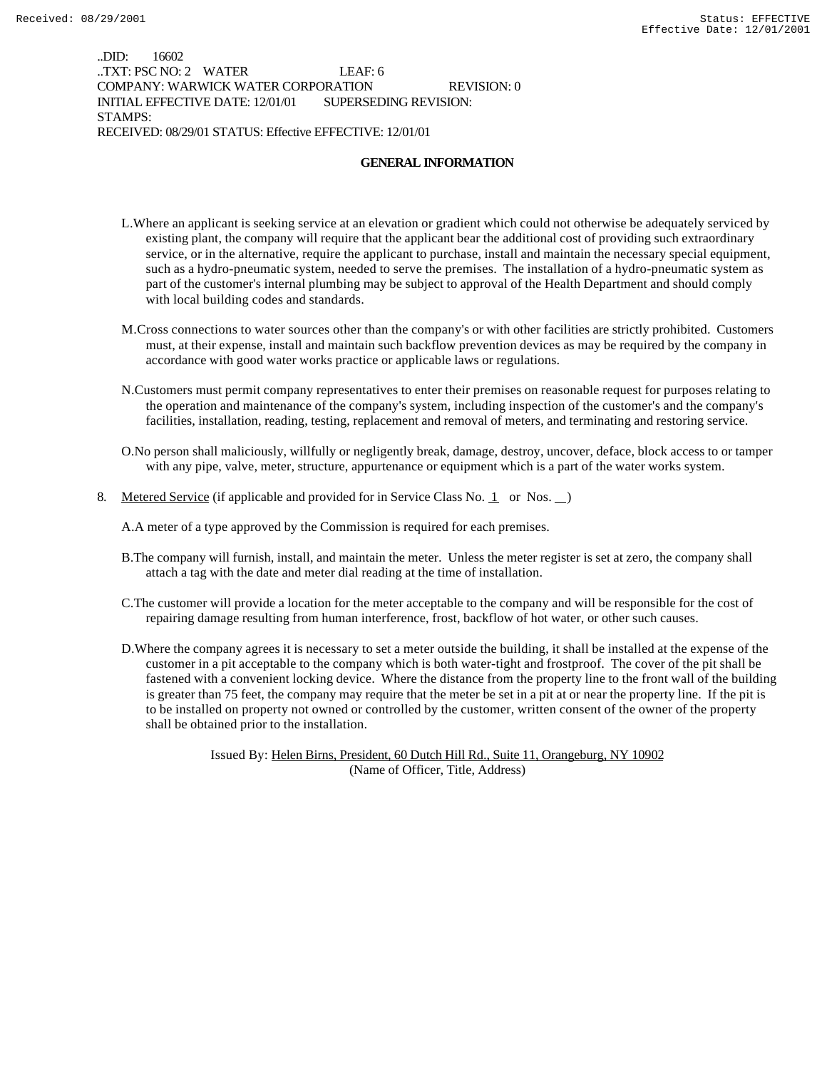..DID: 16602
..TXT: PSC NO: 2 WATER LEAF: 6
COMPANY: WARWICK WATER CORPORATION REVISION: 0
INITIAL EFFECTIVE DATE: 12/01/01 SUPERSEDING REVISION:
STAMPS:
RECEIVED: 08/29/01 STATUS: Effective EFFECTIVE: 12/01/01

## GENERAL INFORMATION

L. Where an applicant is seeking service at an elevation or gradient which could not otherwise be adequately serviced by existing plant, the company will require that the applicant bear the additional cost of providing such extraordinary service, or in the alternative, require the applicant to purchase, install and maintain the necessary special equipment, such as a hydro-pneumatic system, needed to serve the premises. The installation of a hydro-pneumatic system as part of the customer's internal plumbing may be subject to approval of the Health Department and should comply with local building codes and standards.

M. Cross connections to water sources other than the company's or with other facilities are strictly prohibited. Customers must, at their expense, install and maintain such backflow prevention devices as may be required by the company in accordance with good water works practice or applicable laws or regulations.

N. Customers must permit company representatives to enter their premises on reasonable request for purposes relating to the operation and maintenance of the company's system, including inspection of the customer's and the company's facilities, installation, reading, testing, replacement and removal of meters, and terminating and restoring service.

O. No person shall maliciously, willfully or negligently break, damage, destroy, uncover, deface, block access to or tamper with any pipe, valve, meter, structure, appurtenance or equipment which is a part of the water works system.

8. Metered Service (if applicable and provided for in Service Class No. 1 or Nos. __)

A. A meter of a type approved by the Commission is required for each premises.

B. The company will furnish, install, and maintain the meter. Unless the meter register is set at zero, the company shall attach a tag with the date and meter dial reading at the time of installation.

C. The customer will provide a location for the meter acceptable to the company and will be responsible for the cost of repairing damage resulting from human interference, frost, backflow of hot water, or other such causes.

D. Where the company agrees it is necessary to set a meter outside the building, it shall be installed at the expense of the customer in a pit acceptable to the company which is both water-tight and frostproof. The cover of the pit shall be fastened with a convenient locking device. Where the distance from the property line to the front wall of the building is greater than 75 feet, the company may require that the meter be set in a pit at or near the property line. If the pit is to be installed on property not owned or controlled by the customer, written consent of the owner of the property shall be obtained prior to the installation.

Issued By: Helen Birns, President, 60 Dutch Hill Rd., Suite 11, Orangeburg, NY 10902
(Name of Officer, Title, Address)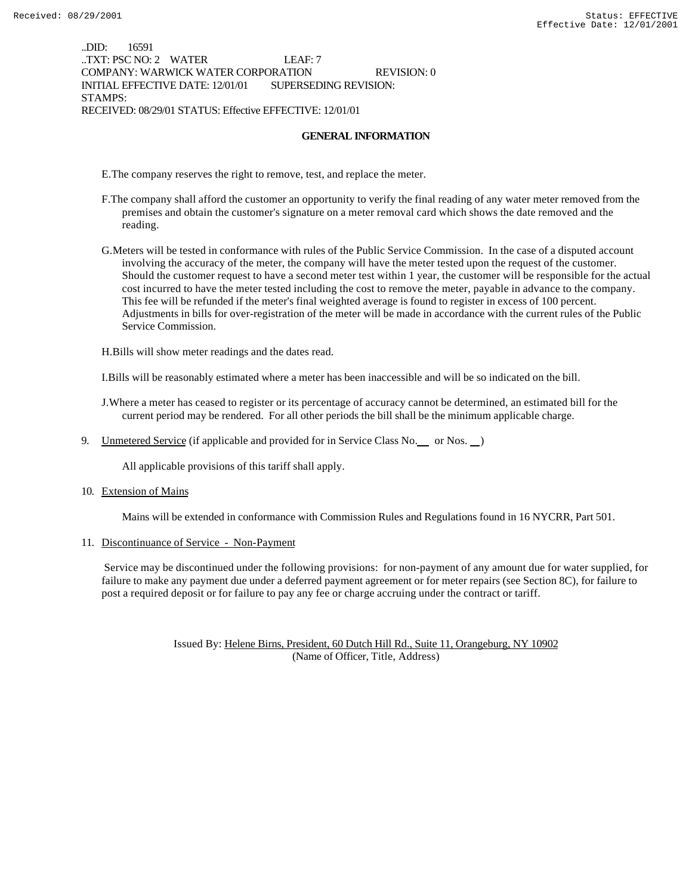..DID: 16591
..TXT: PSC NO: 2 WATER LEAF: 7
COMPANY: WARWICK WATER CORPORATION REVISION: 0
INITIAL EFFECTIVE DATE: 12/01/01 SUPERSEDING REVISION:
STAMPS:
RECEIVED: 08/29/01 STATUS: Effective EFFECTIVE: 12/01/01

## GENERAL INFORMATION

E. The company reserves the right to remove, test, and replace the meter.

F. The company shall afford the customer an opportunity to verify the final reading of any water meter removed from the premises and obtain the customer's signature on a meter removal card which shows the date removed and the reading.

G. Meters will be tested in conformance with rules of the Public Service Commission. In the case of a disputed account involving the accuracy of the meter, the company will have the meter tested upon the request of the customer. Should the customer request to have a second meter test within 1 year, the customer will be responsible for the actual cost incurred to have the meter tested including the cost to remove the meter, payable in advance to the company. This fee will be refunded if the meter's final weighted average is found to register in excess of 100 percent. Adjustments in bills for over-registration of the meter will be made in accordance with the current rules of the Public Service Commission.

H. Bills will show meter readings and the dates read.

I. Bills will be reasonably estimated where a meter has been inaccessible and will be so indicated on the bill.

J. Where a meter has ceased to register or its percentage of accuracy cannot be determined, an estimated bill for the current period may be rendered. For all other periods the bill shall be the minimum applicable charge.

9. Unmetered Service (if applicable and provided for in Service Class No.\_\_ or Nos. \_\_)

   All applicable provisions of this tariff shall apply.

10. Extension of Mains

    Mains will be extended in conformance with Commission Rules and Regulations found in 16 NYCRR, Part 501.

11. Discontinuance of Service - Non-Payment

    Service may be discontinued under the following provisions: for non-payment of any amount due for water supplied, for failure to make any payment due under a deferred payment agreement or for meter repairs (see Section 8C), for failure to post a required deposit or for failure to pay any fee or charge accruing under the contract or tariff.

Issued By: Helene Birns, President, 60 Dutch Hill Rd., Suite 11, Orangeburg, NY 10902
(Name of Officer, Title, Address)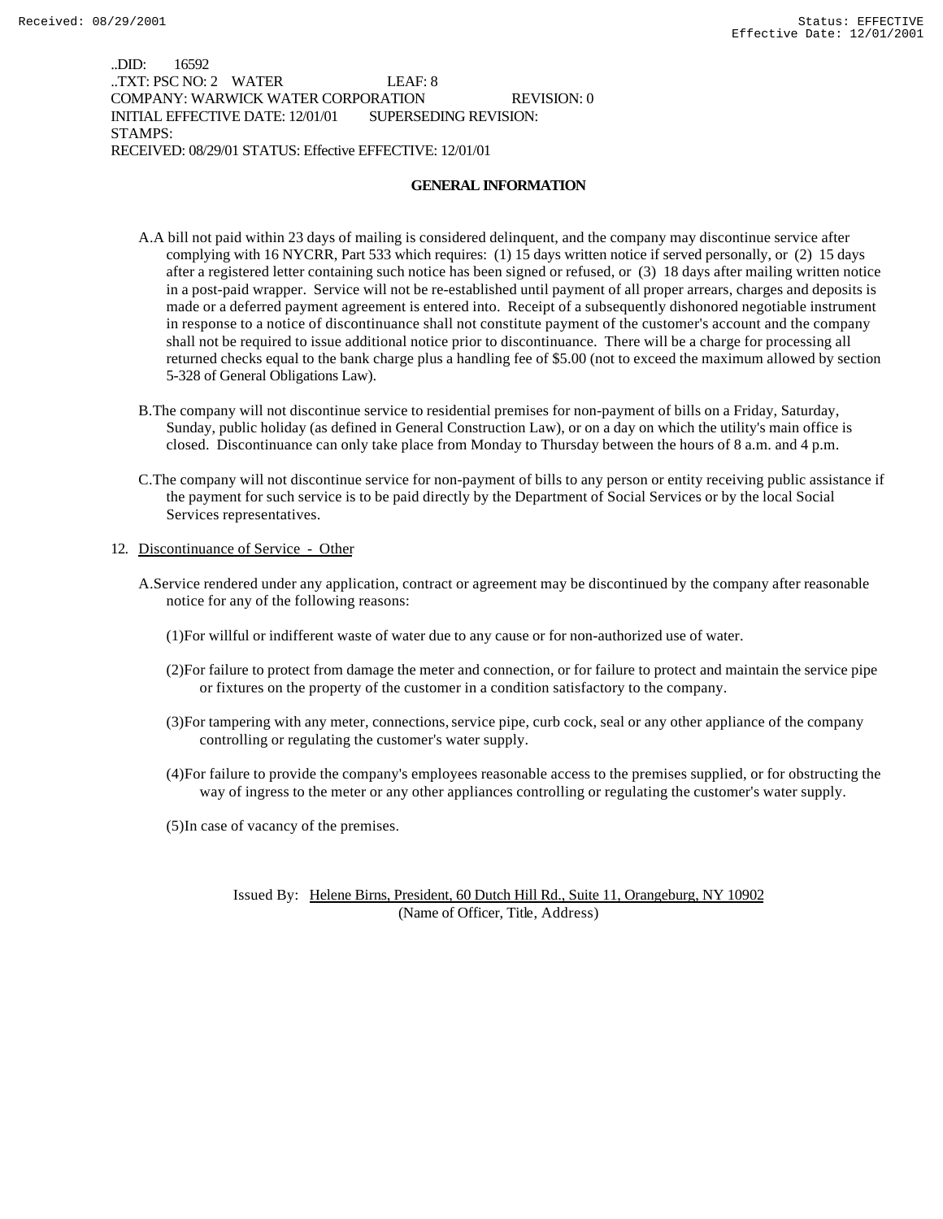..DID: 16592
..TXT: PSC NO: 2 WATER LEAF: 8
COMPANY: WARWICK WATER CORPORATION REVISION: 0
INITIAL EFFECTIVE DATE: 12/01/01 SUPERSEDING REVISION:
STAMPS:
RECEIVED: 08/29/01 STATUS: Effective EFFECTIVE: 12/01/01

## GENERAL INFORMATION

A. A bill not paid within 23 days of mailing is considered delinquent, and the company may discontinue service after complying with 16 NYCRR, Part 533 which requires: (1) 15 days written notice if served personally, or (2) 15 days after a registered letter containing such notice has been signed or refused, or (3) 18 days after mailing written notice in a post-paid wrapper. Service will not be re-established until payment of all proper arrears, charges and deposits is made or a deferred payment agreement is entered into. Receipt of a subsequently dishonored negotiable instrument in response to a notice of discontinuance shall not constitute payment of the customer's account and the company shall not be required to issue additional notice prior to discontinuance. There will be a charge for processing all returned checks equal to the bank charge plus a handling fee of $5.00 (not to exceed the maximum allowed by section 5-328 of General Obligations Law).

B. The company will not discontinue service to residential premises for non-payment of bills on a Friday, Saturday, Sunday, public holiday (as defined in General Construction Law), or on a day on which the utility's main office is closed. Discontinuance can only take place from Monday to Thursday between the hours of 8 a.m. and 4 p.m.

C. The company will not discontinue service for non-payment of bills to any person or entity receiving public assistance if the payment for such service is to be paid directly by the Department of Social Services or by the local Social Services representatives.

12. Discontinuance of Service - Other

A. Service rendered under any application, contract or agreement may be discontinued by the company after reasonable notice for any of the following reasons:

(1) For willful or indifferent waste of water due to any cause or for non-authorized use of water.

(2) For failure to protect from damage the meter and connection, or for failure to protect and maintain the service pipe or fixtures on the property of the customer in a condition satisfactory to the company.

(3) For tampering with any meter, connections, service pipe, curb cock, seal or any other appliance of the company controlling or regulating the customer's water supply.

(4) For failure to provide the company's employees reasonable access to the premises supplied, or for obstructing the way of ingress to the meter or any other appliances controlling or regulating the customer's water supply.

(5) In case of vacancy of the premises.

Issued By: Helene Birns, President, 60 Dutch Hill Rd., Suite 11, Orangeburg, NY 10902
(Name of Officer, Title, Address)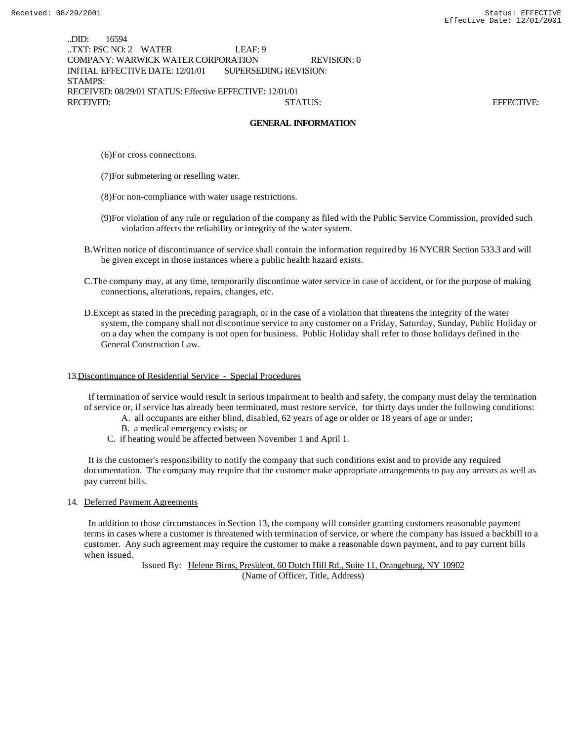..DID: 16594
..TXT: PSC NO: 2 WATER LEAF: 9
COMPANY: WARWICK WATER CORPORATION REVISION: 0
INITIAL EFFECTIVE DATE: 12/01/01 SUPERSEDING REVISION:
STAMPS:
RECEIVED: 08/29/01 STATUS: Effective EFFECTIVE: 12/01/01
RECEIVED: STATUS: EFFECTIVE:

## GENERAL INFORMATION

(6)For cross connections.

(7)For submetering or reselling water.

(8)For non-compliance with water usage restrictions.

(9)For violation of any rule or regulation of the company as filed with the Public Service Commission, provided such violation affects the reliability or integrity of the water system.

B.Written notice of discontinuance of service shall contain the information required by 16 NYCRR Section 533.3 and will be given except in those instances where a public health hazard exists.

C.The company may, at any time, temporarily discontinue water service in case of accident, or for the purpose of making connections, alterations, repairs, changes, etc.

D.Except as stated in the preceding paragraph, or in the case of a violation that threatens the integrity of the water system, the company shall not discontinue service to any customer on a Friday, Saturday, Sunday, Public Holiday or on a day when the company is not open for business. Public Holiday shall refer to those holidays defined in the General Construction Law.

13.Discontinuance of Residential Service - Special Procedures

If termination of service would result in serious impairment to health and safety, the company must delay the termination of service or, if service has already been terminated, must restore service, for thirty days under the following conditions:

A. all occupants are either blind, disabled, 62 years of age or older or 18 years of age or under;
B. a medical emergency exists; or
C. if heating would be affected between November 1 and April 1.

It is the customer's responsibility to notify the company that such conditions exist and to provide any required documentation. The company may require that the customer make appropriate arrangements to pay any arrears as well as pay current bills.

14. Deferred Payment Agreements

In addition to those circumstances in Section 13, the company will consider granting customers reasonable payment terms in cases where a customer is threatened with termination of service, or where the company has issued a backbill to a customer. Any such agreement may require the customer to make a reasonable down payment, and to pay current bills when issued.

Issued By: Helene Birns, President, 60 Dutch Hill Rd., Suite 11, Orangeburg, NY 10902
(Name of Officer, Title, Address)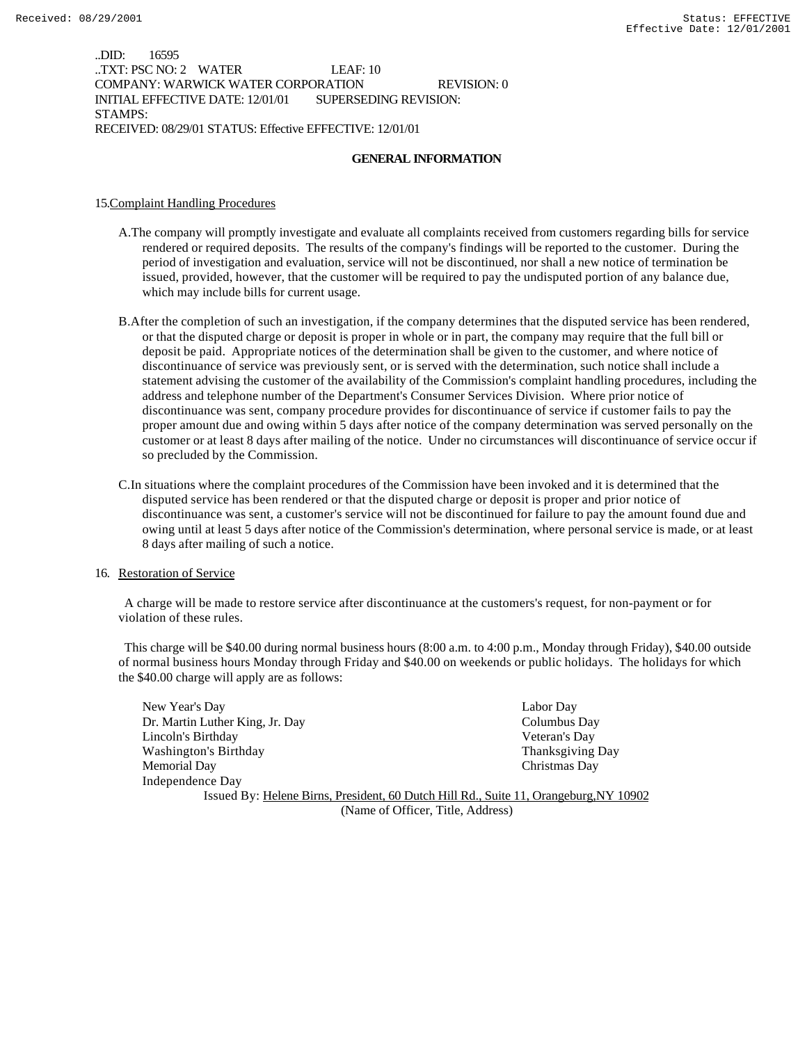..DID: 16595
..TXT: PSC NO: 2 WATER LEAF: 10
COMPANY: WARWICK WATER CORPORATION REVISION: 0
INITIAL EFFECTIVE DATE: 12/01/01 SUPERSEDING REVISION:
STAMPS:
RECEIVED: 08/29/01 STATUS: Effective EFFECTIVE: 12/01/01

## GENERAL INFORMATION

15. Complaint Handling Procedures

A. The company will promptly investigate and evaluate all complaints received from customers regarding bills for service rendered or required deposits. The results of the company's findings will be reported to the customer. During the period of investigation and evaluation, service will not be discontinued, nor shall a new notice of termination be issued, provided, however, that the customer will be required to pay the undisputed portion of any balance due, which may include bills for current usage.

B. After the completion of such an investigation, if the company determines that the disputed service has been rendered, or that the disputed charge or deposit is proper in whole or in part, the company may require that the full bill or deposit be paid. Appropriate notices of the determination shall be given to the customer, and where notice of discontinuance of service was previously sent, or is served with the determination, such notice shall include a statement advising the customer of the availability of the Commission's complaint handling procedures, including the address and telephone number of the Department's Consumer Services Division. Where prior notice of discontinuance was sent, company procedure provides for discontinuance of service if customer fails to pay the proper amount due and owing within 5 days after notice of the company determination was served personally on the customer or at least 8 days after mailing of the notice. Under no circumstances will discontinuance of service occur if so precluded by the Commission.

C. In situations where the complaint procedures of the Commission have been invoked and it is determined that the disputed service has been rendered or that the disputed charge or deposit is proper and prior notice of discontinuance was sent, a customer's service will not be discontinued for failure to pay the amount found due and owing until at least 5 days after notice of the Commission's determination, where personal service is made, or at least 8 days after mailing of such a notice.

16. Restoration of Service

A charge will be made to restore service after discontinuance at the customers's request, for non-payment or for violation of these rules.

This charge will be $40.00 during normal business hours (8:00 a.m. to 4:00 p.m., Monday through Friday), $40.00 outside of normal business hours Monday through Friday and $40.00 on weekends or public holidays. The holidays for which the $40.00 charge will apply are as follows:

- New Year's Day
- Dr. Martin Luther King, Jr. Day
- Lincoln's Birthday
- Washington's Birthday
- Memorial Day
- Independence Day
- Labor Day
- Columbus Day
- Veteran's Day
- Thanksgiving Day
- Christmas Day

Issued By: Helene Birns, President, 60 Dutch Hill Rd., Suite 11, Orangeburg,NY 10902
(Name of Officer, Title, Address)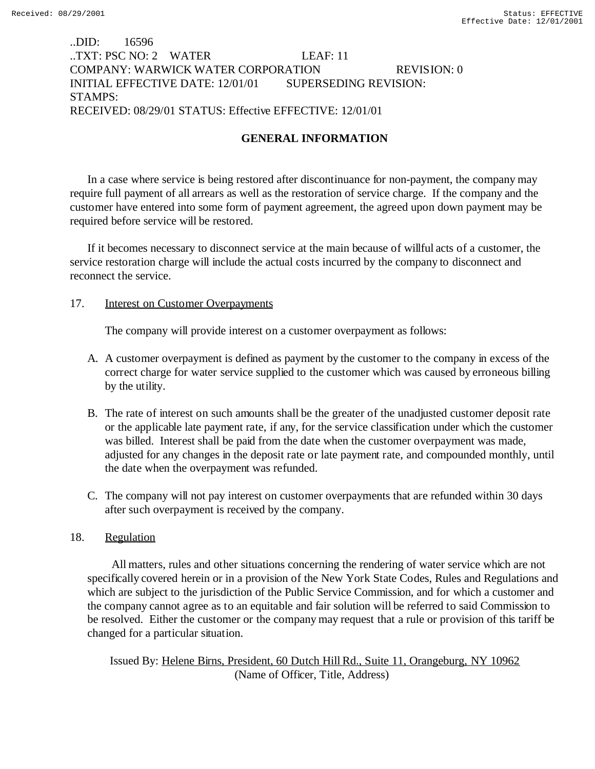..DID: 16596
..TXT: PSC NO: 2 WATER LEAF: 11
COMPANY: WARWICK WATER CORPORATION REVISION: 0
INITIAL EFFECTIVE DATE: 12/01/01 SUPERSEDING REVISION:
STAMPS:
RECEIVED: 08/29/01 STATUS: Effective EFFECTIVE: 12/01/01

## GENERAL INFORMATION

In a case where service is being restored after discontinuance for non-payment, the company may require full payment of all arrears as well as the restoration of service charge. If the company and the customer have entered into some form of payment agreement, the agreed upon down payment may be required before service will be restored.

If it becomes necessary to disconnect service at the main because of willful acts of a customer, the service restoration charge will include the actual costs incurred by the company to disconnect and reconnect the service.

17. Interest on Customer Overpayments

The company will provide interest on a customer overpayment as follows:

A. A customer overpayment is defined as payment by the customer to the company in excess of the correct charge for water service supplied to the customer which was caused by erroneous billing by the utility.

B. The rate of interest on such amounts shall be the greater of the unadjusted customer deposit rate or the applicable late payment rate, if any, for the service classification under which the customer was billed. Interest shall be paid from the date when the customer overpayment was made, adjusted for any changes in the deposit rate or late payment rate, and compounded monthly, until the date when the overpayment was refunded.

C. The company will not pay interest on customer overpayments that are refunded within 30 days after such overpayment is received by the company.

18. Regulation

All matters, rules and other situations concerning the rendering of water service which are not specifically covered herein or in a provision of the New York State Codes, Rules and Regulations and which are subject to the jurisdiction of the Public Service Commission, and for which a customer and the company cannot agree as to an equitable and fair solution will be referred to said Commission to be resolved. Either the customer or the company may request that a rule or provision of this tariff be changed for a particular situation.

Issued By: Helene Birns, President, 60 Dutch Hill Rd., Suite 11, Orangeburg, NY 10962
(Name of Officer, Title, Address)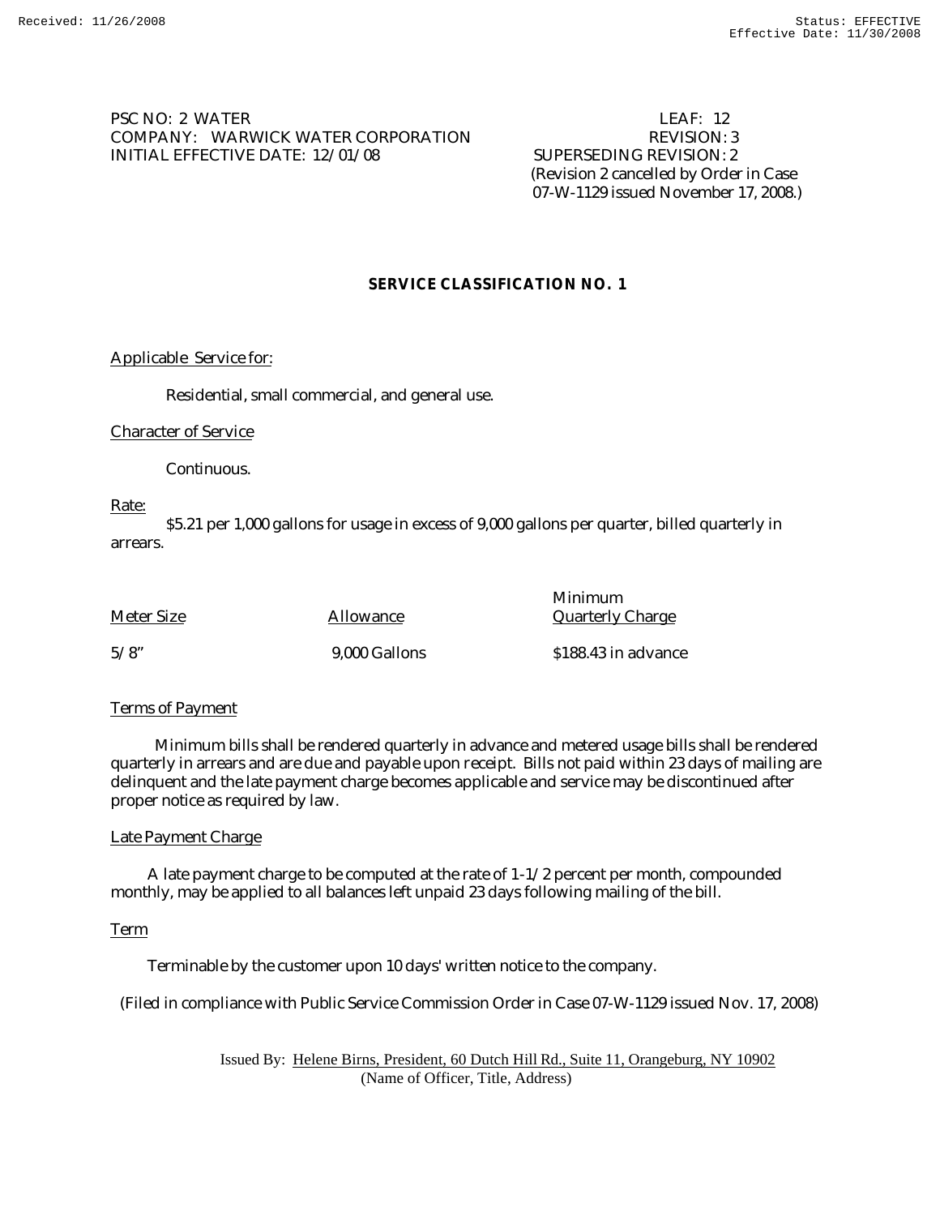PSC NO: 2 WATER LEAF: 12
COMPANY: WARWICK WATER CORPORATION REVISION: 3
INITIAL EFFECTIVE DATE: 12/01/08 SUPERSEDING REVISION: 2
(Revision 2 cancelled by Order in Case 07-W-1129 issued November 17, 2008.)

## SERVICE CLASSIFICATION NO. 1

Applicable Service for:

Residential, small commercial, and general use.

Character of Service

Continuous.

Rate:

$5.21 per 1,000 gallons for usage in excess of 9,000 gallons per quarter, billed quarterly in arrears.

| Meter Size | Allowance | Minimum Quarterly Charge |
|---|---|---|
| 5/8" | 9,000 Gallons | $188.43 in advance |

Terms of Payment

Minimum bills shall be rendered quarterly in advance and metered usage bills shall be rendered quarterly in arrears and are due and payable upon receipt. Bills not paid within 23 days of mailing are delinquent and the late payment charge becomes applicable and service may be discontinued after proper notice as required by law.

Late Payment Charge

A late payment charge to be computed at the rate of 1-1/2 percent per month, compounded monthly, may be applied to all balances left unpaid 23 days following mailing of the bill.

Term

Terminable by the customer upon 10 days' written notice to the company.

(Filed in compliance with Public Service Commission Order in Case 07-W-1129 issued Nov. 17, 2008)

Issued By: Helene Birns, President, 60 Dutch Hill Rd., Suite 11, Orangeburg, NY 10902
(Name of Officer, Title, Address)